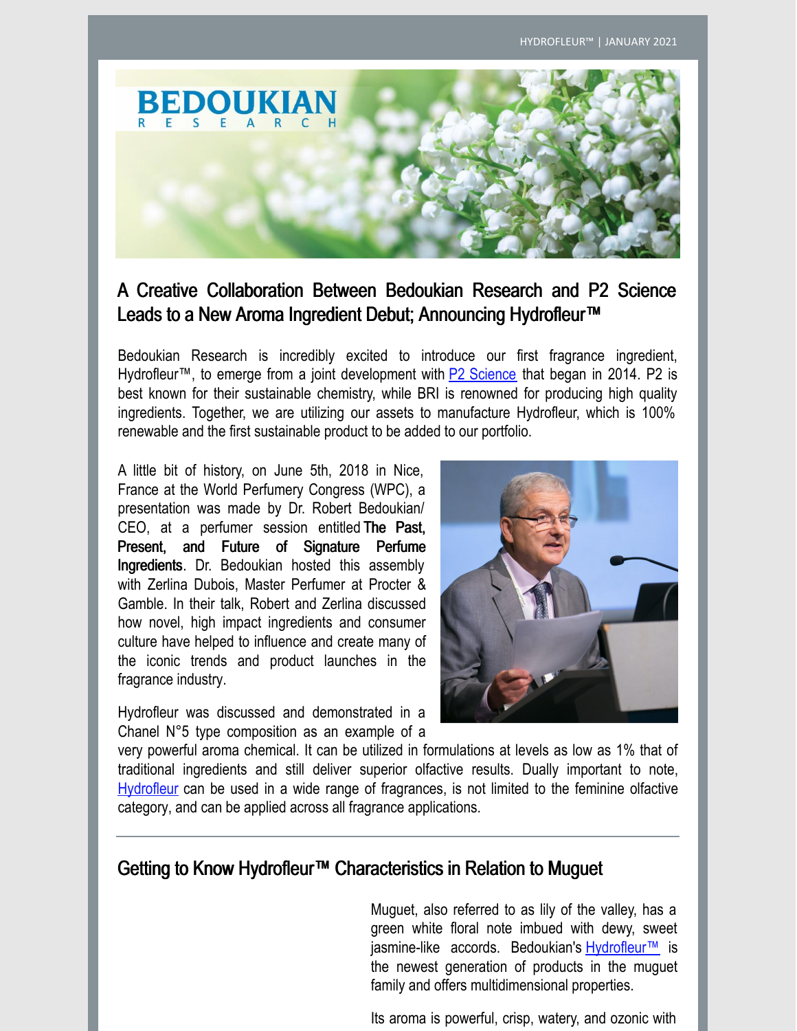# A Creative Collaboration Between Bedoukian Research and P2 Science Leads to a New Aroma Ingredient Debut; Announcing Hydrofleur™

Bedoukian Research is incredibly excited to introduce our first fragrance ingredient, Hydrofleur™, to emerge from a joint development with P2 Science that began in 2014. P2 is best known for their sustainable chemistry, while BRI is renowned for producing high quality ingredients. Together, we are utilizing our assets to manufacture Hydrofleur, which is 100% renewable and the first sustainable product to be added to our portfolio.

A little bit of history, on June 5th, 2018 in Nice, France at the World Perfumery Congress (WPC), a presentation was made by Dr. Robert Bedoukian/ CEO, at a perfumer session entitled **The Past, Present, and Future of Signature Perfume Ingredients**. Dr. Bedoukian hosted this assembly with Zerlina Dubois, Master Perfumer at Procter & Gamble. In their talk, Robert and Zerlina discussed how novel, high impact ingredients and consumer culture have helped to influence and create many of the iconic trends and product launches in the fragrance industry.

Hydrofleur was discussed and demonstrated in a Chanel N°5 type composition as an example of a very powerful aroma chemical. It can be utilized in formulations at levels as low as 1% that of traditional ingredients and still deliver superior olfactive results. Dually important to note, Hydrofleur can be used in a wide range of fragrances, is not limited to the feminine olfactive category, and can be applied across all fragrance applications.

---

## Getting to Know Hydrofleur™ Characteristics in Relation to Muguet

Muguet, also referred to as lily of the valley, has a green white floral note imbued with dewy, sweet jasmine-like accords. Bedoukian's Hydrofleur™ is the newest generation of products in the muguet family and offers multidimensional properties.

Its aroma is powerful, crisp, watery, and ozonic with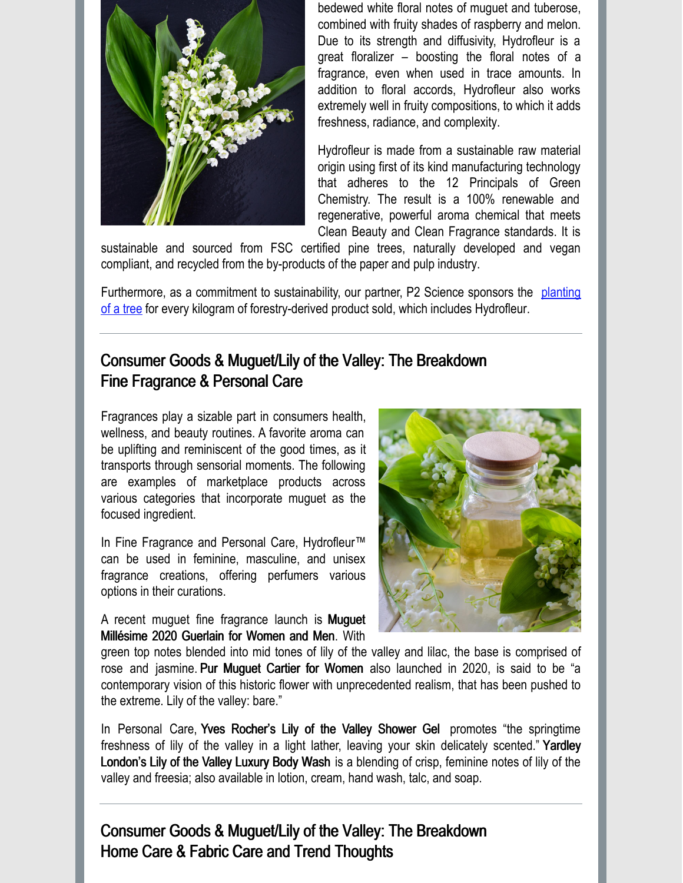bedewed white floral notes of muguet and tuberose, combined with fruity shades of raspberry and melon. Due to its strength and diffusivity, Hydrofleur is a great floralizer – boosting the floral notes of a fragrance, even when used in trace amounts. In addition to floral accords, Hydrofleur also works extremely well in fruity compositions, to which it adds freshness, radiance, and complexity.

Hydrofleur is made from a sustainable raw material origin using first of its kind manufacturing technology that adheres to the 12 Principals of Green Chemistry. The result is a 100% renewable and regenerative, powerful aroma chemical that meets Clean Beauty and Clean Fragrance standards. It is sustainable and sourced from FSC certified pine trees, naturally developed and vegan compliant, and recycled from the by-products of the paper and pulp industry.

Furthermore, as a commitment to sustainability, our partner, P2 Science sponsors the planting of a tree for every kilogram of forestry-derived product sold, which includes Hydrofleur.

---

## Consumer Goods & Muguet/Lily of the Valley: The Breakdown
## Fine Fragrance & Personal Care

Fragrances play a sizable part in consumers health, wellness, and beauty routines. A favorite aroma can be uplifting and reminiscent of the good times, as it transports through sensorial moments. The following are examples of marketplace products across various categories that incorporate muguet as the focused ingredient.

In Fine Fragrance and Personal Care, Hydrofleur™ can be used in feminine, masculine, and unisex fragrance creations, offering perfumers various options in their curations.

A recent muguet fine fragrance launch is **Muguet Millésime 2020 Guerlain for Women and Men**. With green top notes blended into mid tones of lily of the valley and lilac, the base is comprised of rose and jasmine. **Pur Muguet Cartier for Women** also launched in 2020, is said to be "a contemporary vision of this historic flower with unprecedented realism, that has been pushed to the extreme. Lily of the valley: bare."

In Personal Care, **Yves Rocher's Lily of the Valley Shower Gel** promotes "the springtime freshness of lily of the valley in a light lather, leaving your skin delicately scented." **Yardley London's Lily of the Valley Luxury Body Wash** is a blending of crisp, feminine notes of lily of the valley and freesia; also available in lotion, cream, hand wash, talc, and soap.

---

## Consumer Goods & Muguet/Lily of the Valley: The Breakdown
## Home Care & Fabric Care and Trend Thoughts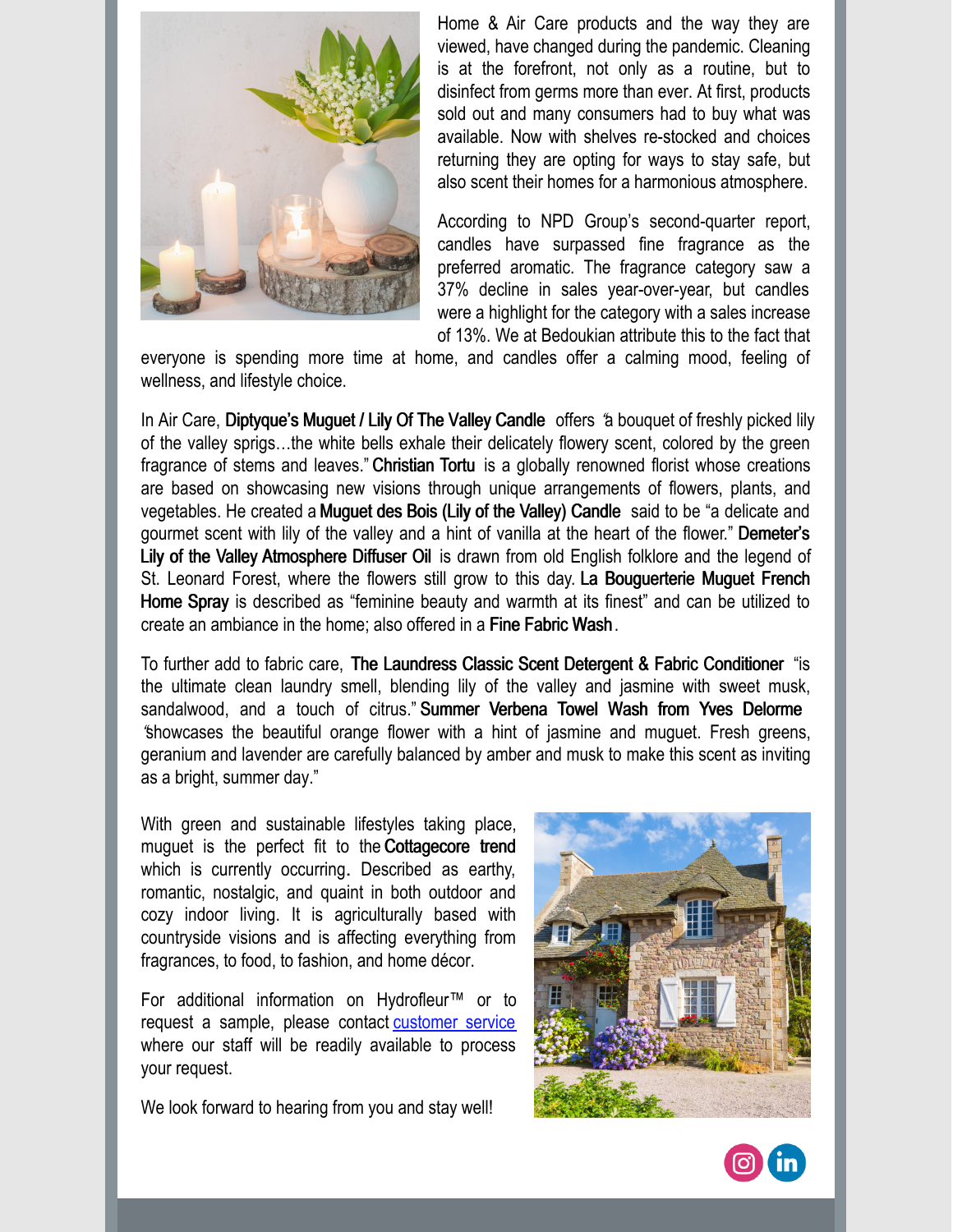Home & Air Care products and the way they are viewed, have changed during the pandemic. Cleaning is at the forefront, not only as a routine, but to disinfect from germs more than ever. At first, products sold out and many consumers had to buy what was available. Now with shelves re-stocked and choices returning they are opting for ways to stay safe, but also scent their homes for a harmonious atmosphere.

According to NPD Group's second-quarter report, candles have surpassed fine fragrance as the preferred aromatic. The fragrance category saw a 37% decline in sales year-over-year, but candles were a highlight for the category with a sales increase of 13%. We at Bedoukian attribute this to the fact that everyone is spending more time at home, and candles offer a calming mood, feeling of wellness, and lifestyle choice.

In Air Care, **Diptyque's Muguet / Lily Of The Valley Candle** offers "a bouquet of freshly picked lily of the valley sprigs…the white bells exhale their delicately flowery scent, colored by the green fragrance of stems and leaves." **Christian Tortu** is a globally renowned florist whose creations are based on showcasing new visions through unique arrangements of flowers, plants, and vegetables. He created a **Muguet des Bois (Lily of the Valley) Candle** said to be "a delicate and gourmet scent with lily of the valley and a hint of vanilla at the heart of the flower." **Demeter's Lily of the Valley Atmosphere Diffuser Oil** is drawn from old English folklore and the legend of St. Leonard Forest, where the flowers still grow to this day. **La Bouguerterie Muguet French Home Spray** is described as "feminine beauty and warmth at its finest" and can be utilized to create an ambiance in the home; also offered in a **Fine Fabric Wash**.

To further add to fabric care, **The Laundress Classic Scent Detergent & Fabric Conditioner** "is the ultimate clean laundry smell, blending lily of the valley and jasmine with sweet musk, sandalwood, and a touch of citrus." **Summer Verbena Towel Wash from Yves Delorme** "showcases the beautiful orange flower with a hint of jasmine and muguet. Fresh greens, geranium and lavender are carefully balanced by amber and musk to make this scent as inviting as a bright, summer day."

With green and sustainable lifestyles taking place, muguet is the perfect fit to the **Cottagecore trend** which is currently occurring. Described as earthy, romantic, nostalgic, and quaint in both outdoor and cozy indoor living. It is agriculturally based with countryside visions and is affecting everything from fragrances, to food, to fashion, and home décor.

For additional information on Hydrofleur™ or to request a sample, please contact [customer service](customer service) where our staff will be readily available to process your request.

We look forward to hearing from you and stay well!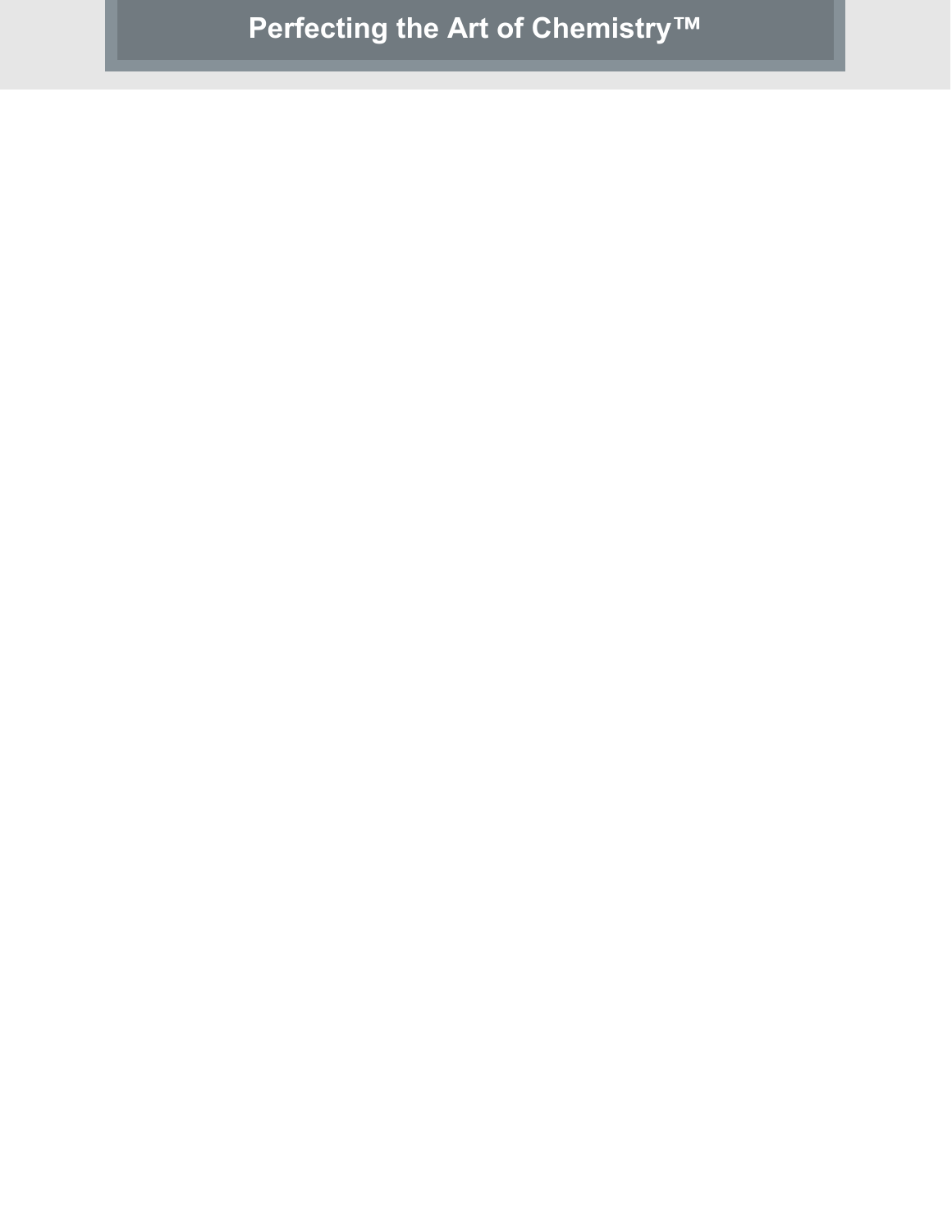Perfecting the Art of Chemistry™